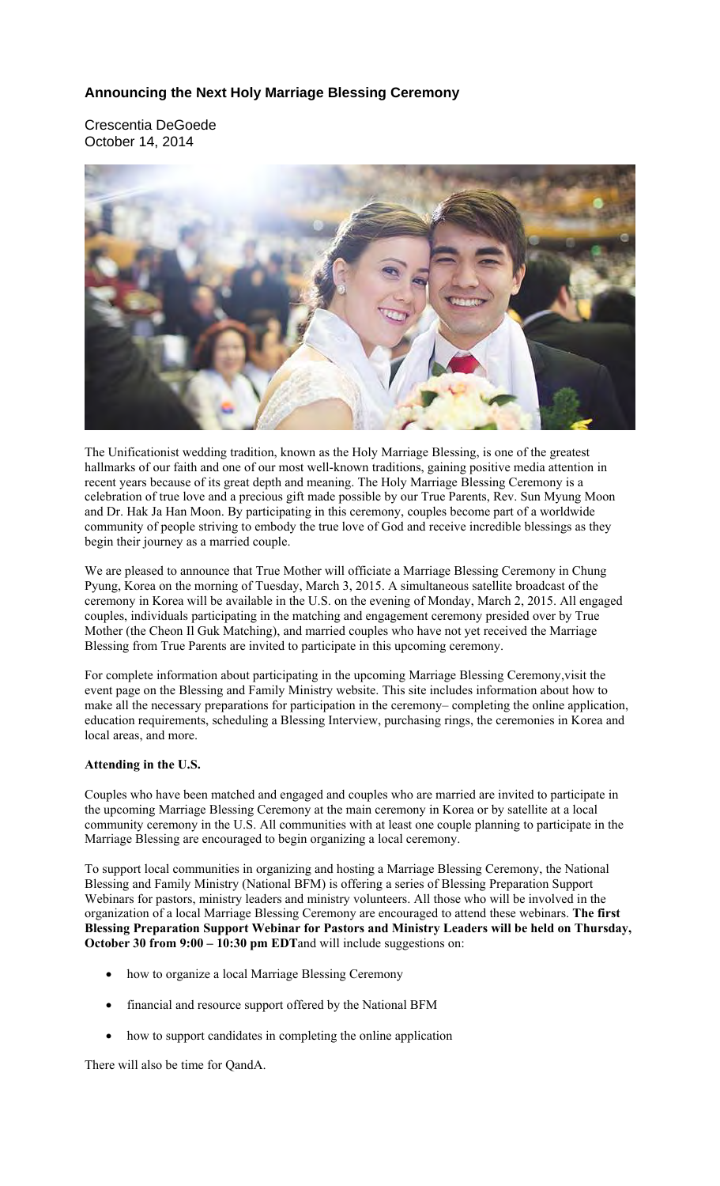### Announcing the Next Holy Marriage Blessing Ceremony

Crescentia DeGoede
October 14, 2014

The Unificationist wedding tradition, known as the Holy Marriage Blessing, is one of the greatest hallmarks of our faith and one of our most well-known traditions, gaining positive media attention in recent years because of its great depth and meaning. The Holy Marriage Blessing Ceremony is a celebration of true love and a precious gift made possible by our True Parents, Rev. Sun Myung Moon and Dr. Hak Ja Han Moon. By participating in this ceremony, couples become part of a worldwide community of people striving to embody the true love of God and receive incredible blessings as they begin their journey as a married couple.

We are pleased to announce that True Mother will officiate a Marriage Blessing Ceremony in Chung Pyung, Korea on the morning of Tuesday, March 3, 2015. A simultaneous satellite broadcast of the ceremony in Korea will be available in the U.S. on the evening of Monday, March 2, 2015. All engaged couples, individuals participating in the matching and engagement ceremony presided over by True Mother (the Cheon Il Guk Matching), and married couples who have not yet received the Marriage Blessing from True Parents are invited to participate in this upcoming ceremony.

For complete information about participating in the upcoming Marriage Blessing Ceremony,visit the event page on the Blessing and Family Ministry website. This site includes information about how to make all the necessary preparations for participation in the ceremony– completing the online application, education requirements, scheduling a Blessing Interview, purchasing rings, the ceremonies in Korea and local areas, and more.

**Attending in the U.S.**

Couples who have been matched and engaged and couples who are married are invited to participate in the upcoming Marriage Blessing Ceremony at the main ceremony in Korea or by satellite at a local community ceremony in the U.S. All communities with at least one couple planning to participate in the Marriage Blessing are encouraged to begin organizing a local ceremony.

To support local communities in organizing and hosting a Marriage Blessing Ceremony, the National Blessing and Family Ministry (National BFM) is offering a series of Blessing Preparation Support Webinars for pastors, ministry leaders and ministry volunteers. All those who will be involved in the organization of a local Marriage Blessing Ceremony are encouraged to attend these webinars. **The first Blessing Preparation Support Webinar for Pastors and Ministry Leaders will be held on Thursday, October 30 from 9:00 – 10:30 pm EDT**and will include suggestions on:

- how to organize a local Marriage Blessing Ceremony
- financial and resource support offered by the National BFM
- how to support candidates in completing the online application

There will also be time for QandA.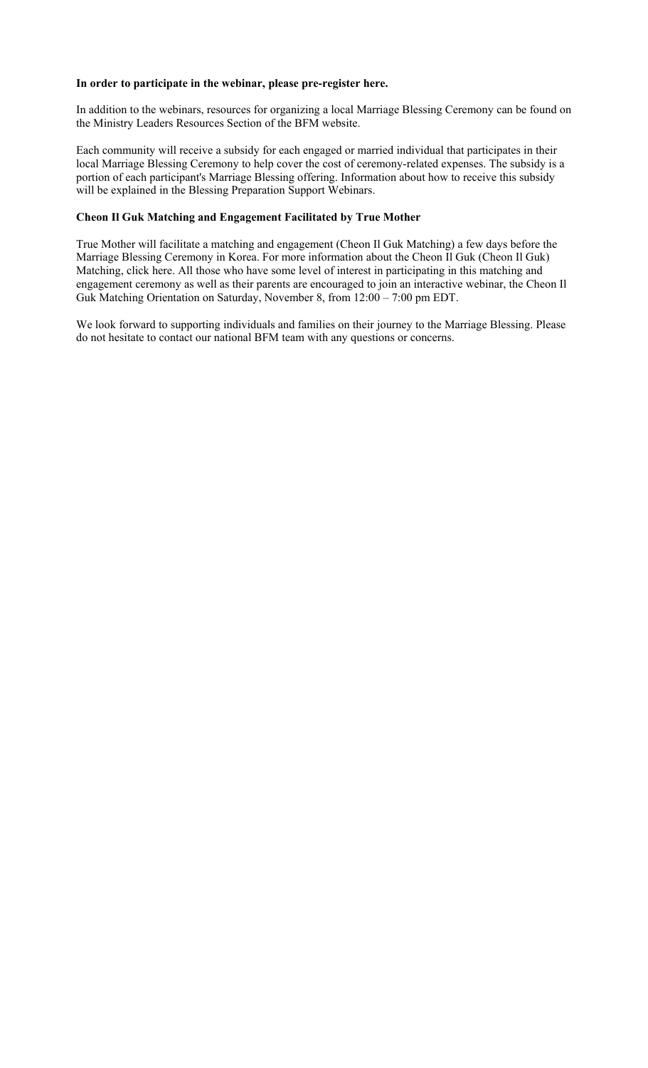**In order to participate in the webinar, please pre-register here.**

In addition to the webinars, resources for organizing a local Marriage Blessing Ceremony can be found on the Ministry Leaders Resources Section of the BFM website.

Each community will receive a subsidy for each engaged or married individual that participates in their local Marriage Blessing Ceremony to help cover the cost of ceremony-related expenses. The subsidy is a portion of each participant's Marriage Blessing offering. Information about how to receive this subsidy will be explained in the Blessing Preparation Support Webinars.

**Cheon Il Guk Matching and Engagement Facilitated by True Mother**

True Mother will facilitate a matching and engagement (Cheon Il Guk Matching) a few days before the Marriage Blessing Ceremony in Korea. For more information about the Cheon Il Guk (Cheon Il Guk) Matching, click here. All those who have some level of interest in participating in this matching and engagement ceremony as well as their parents are encouraged to join an interactive webinar, the Cheon Il Guk Matching Orientation on Saturday, November 8, from 12:00 – 7:00 pm EDT.

We look forward to supporting individuals and families on their journey to the Marriage Blessing. Please do not hesitate to contact our national BFM team with any questions or concerns.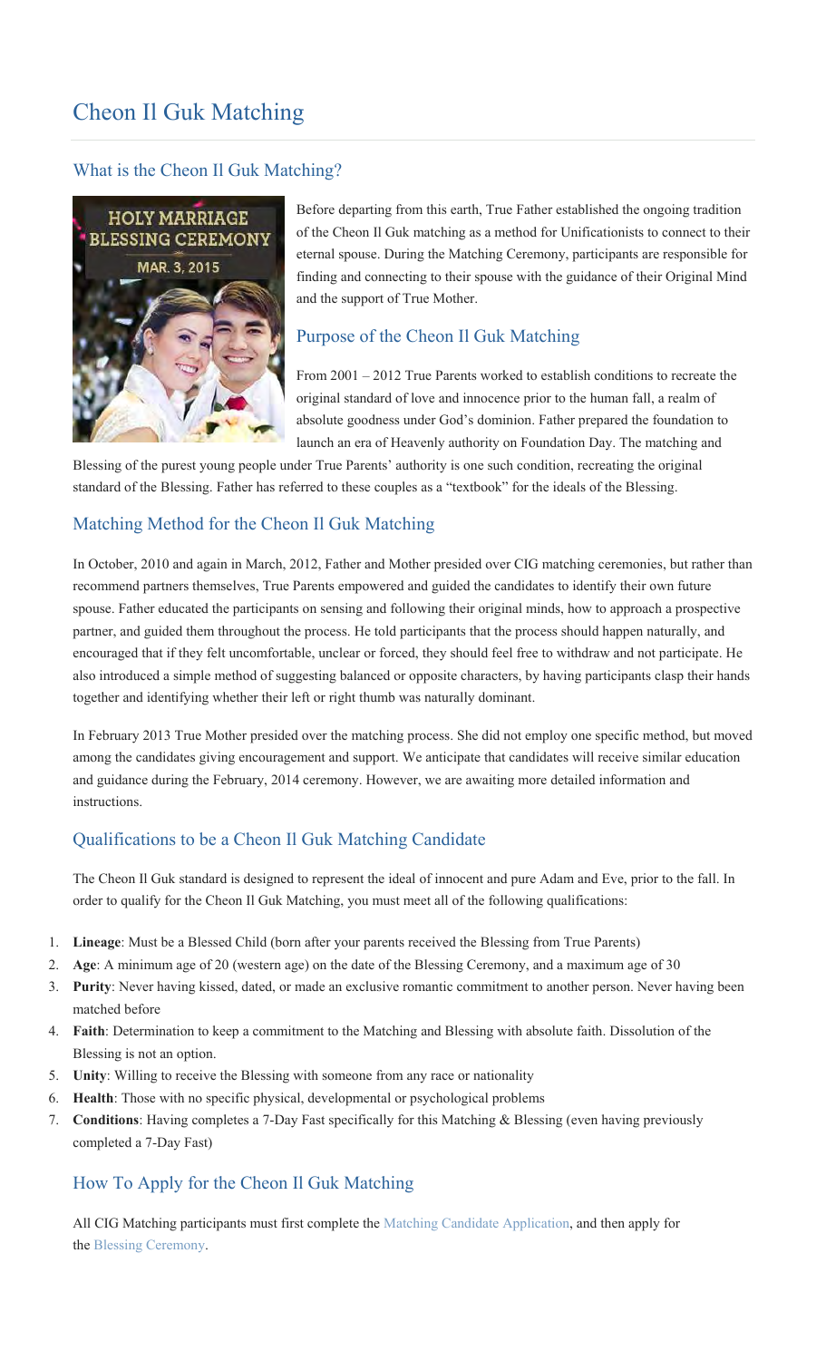# Cheon Il Guk Matching

## What is the Cheon Il Guk Matching?

Before departing from this earth, True Father established the ongoing tradition of the Cheon Il Guk matching as a method for Unificationists to connect to their eternal spouse. During the Matching Ceremony, participants are responsible for finding and connecting to their spouse with the guidance of their Original Mind and the support of True Mother.

## Purpose of the Cheon Il Guk Matching

From 2001 – 2012 True Parents worked to establish conditions to recreate the original standard of love and innocence prior to the human fall, a realm of absolute goodness under God's dominion. Father prepared the foundation to launch an era of Heavenly authority on Foundation Day. The matching and Blessing of the purest young people under True Parents' authority is one such condition, recreating the original standard of the Blessing. Father has referred to these couples as a "textbook" for the ideals of the Blessing.

## Matching Method for the Cheon Il Guk Matching

In October, 2010 and again in March, 2012, Father and Mother presided over CIG matching ceremonies, but rather than recommend partners themselves, True Parents empowered and guided the candidates to identify their own future spouse. Father educated the participants on sensing and following their original minds, how to approach a prospective partner, and guided them throughout the process. He told participants that the process should happen naturally, and encouraged that if they felt uncomfortable, unclear or forced, they should feel free to withdraw and not participate. He also introduced a simple method of suggesting balanced or opposite characters, by having participants clasp their hands together and identifying whether their left or right thumb was naturally dominant.

In February 2013 True Mother presided over the matching process. She did not employ one specific method, but moved among the candidates giving encouragement and support. We anticipate that candidates will receive similar education and guidance during the February, 2014 ceremony. However, we are awaiting more detailed information and instructions.

## Qualifications to be a Cheon Il Guk Matching Candidate

The Cheon Il Guk standard is designed to represent the ideal of innocent and pure Adam and Eve, prior to the fall. In order to qualify for the Cheon Il Guk Matching, you must meet all of the following qualifications:

1. **Lineage**: Must be a Blessed Child (born after your parents received the Blessing from True Parents)
2. **Age**: A minimum age of 20 (western age) on the date of the Blessing Ceremony, and a maximum age of 30
3. **Purity**: Never having kissed, dated, or made an exclusive romantic commitment to another person. Never having been matched before
4. **Faith**: Determination to keep a commitment to the Matching and Blessing with absolute faith. Dissolution of the Blessing is not an option.
5. **Unity**: Willing to receive the Blessing with someone from any race or nationality
6. **Health**: Those with no specific physical, developmental or psychological problems
7. **Conditions**: Having completes a 7-Day Fast specifically for this Matching & Blessing (even having previously completed a 7-Day Fast)

## How To Apply for the Cheon Il Guk Matching

All CIG Matching participants must first complete the Matching Candidate Application, and then apply for the Blessing Ceremony.